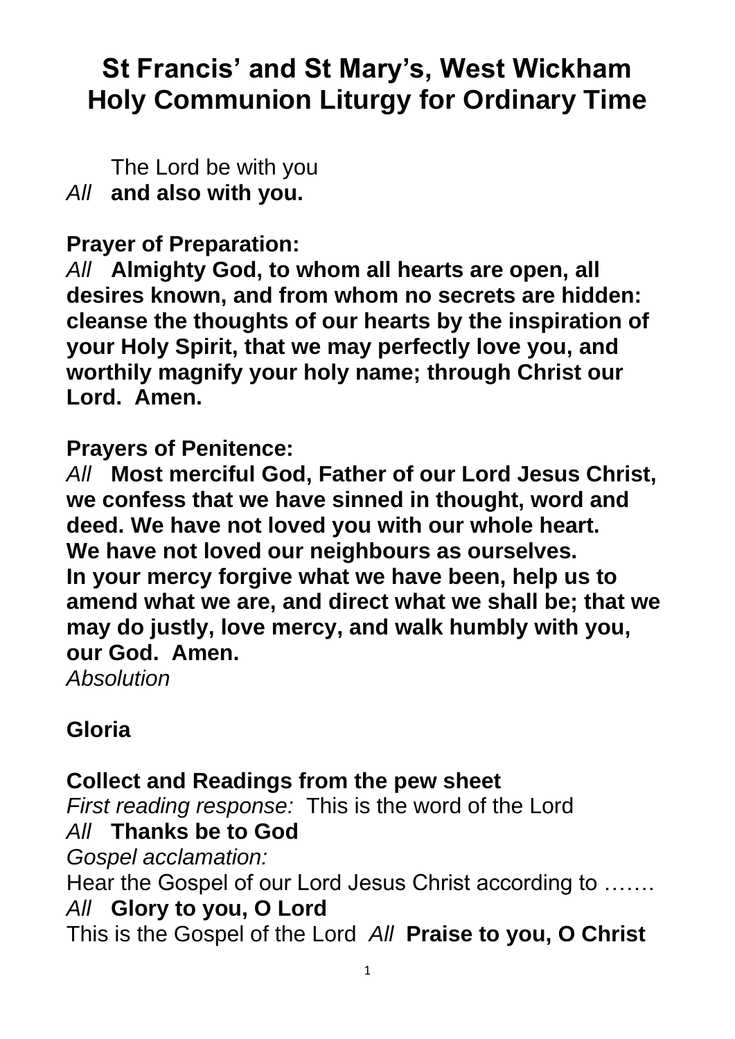# St Francis' and St Mary's, West Wickham
# Holy Communion Liturgy for Ordinary Time

The Lord be with you
*All* **and also with you.**

**Prayer of Preparation:**
*All* **Almighty God, to whom all hearts are open, all desires known, and from whom no secrets are hidden: cleanse the thoughts of our hearts by the inspiration of your Holy Spirit, that we may perfectly love you, and worthily magnify your holy name; through Christ our Lord. Amen.**

**Prayers of Penitence:**
*All* **Most merciful God, Father of our Lord Jesus Christ, we confess that we have sinned in thought, word and deed. We have not loved you with our whole heart.**
**We have not loved our neighbours as ourselves.**
**In your mercy forgive what we have been, help us to amend what we are, and direct what we shall be; that we may do justly, love mercy, and walk humbly with you, our God. Amen.**
*Absolution*

**Gloria**

**Collect and Readings from the pew sheet**
*First reading response:* This is the word of the Lord
*All* **Thanks be to God**
*Gospel acclamation:*
Hear the Gospel of our Lord Jesus Christ according to …….
*All* **Glory to you, O Lord**
This is the Gospel of the Lord *All* **Praise to you, O Christ**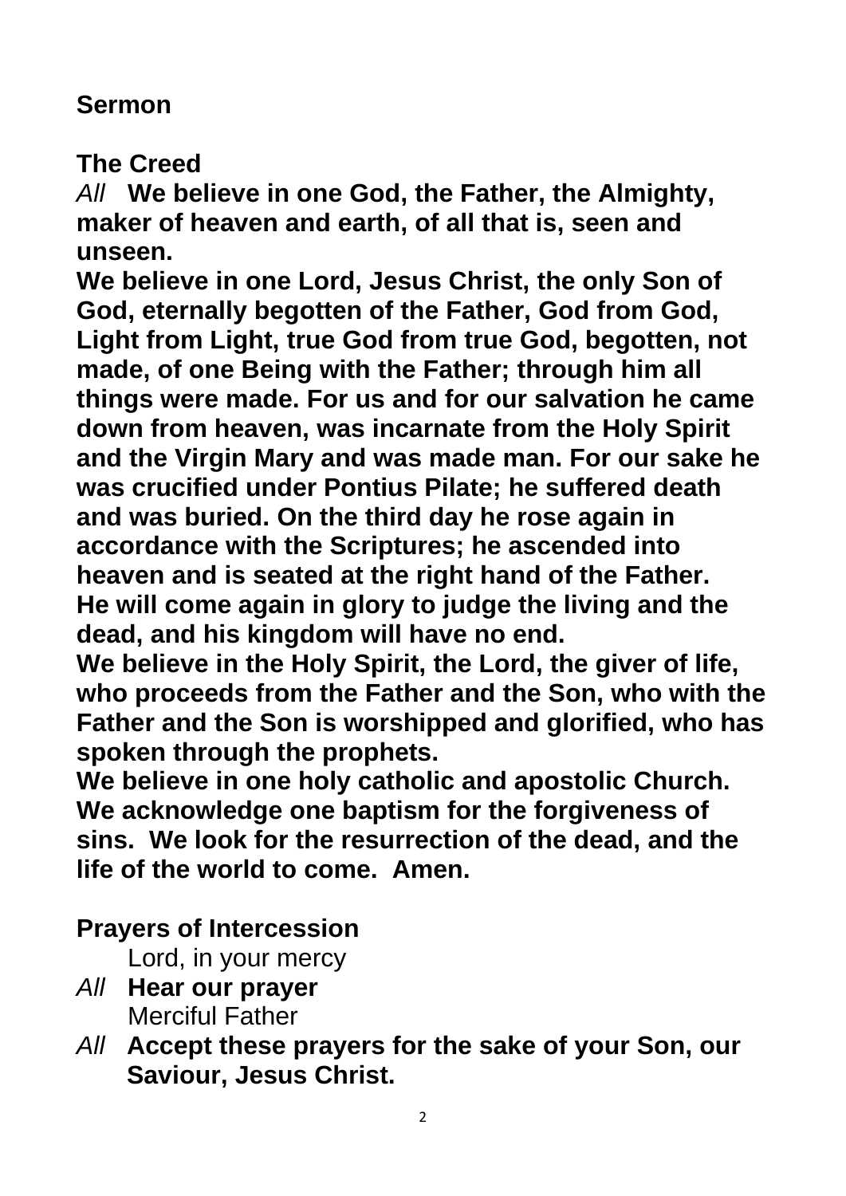**Sermon**

**The Creed**

*All* **We believe in one God, the Father, the Almighty, maker of heaven and earth, of all that is, seen and unseen.**
**We believe in one Lord, Jesus Christ, the only Son of God, eternally begotten of the Father, God from God, Light from Light, true God from true God, begotten, not made, of one Being with the Father; through him all things were made. For us and for our salvation he came down from heaven, was incarnate from the Holy Spirit and the Virgin Mary and was made man. For our sake he was crucified under Pontius Pilate; he suffered death and was buried. On the third day he rose again in accordance with the Scriptures; he ascended into heaven and is seated at the right hand of the Father. He will come again in glory to judge the living and the dead, and his kingdom will have no end.**
**We believe in the Holy Spirit, the Lord, the giver of life, who proceeds from the Father and the Son, who with the Father and the Son is worshipped and glorified, who has spoken through the prophets.**
**We believe in one holy catholic and apostolic Church. We acknowledge one baptism for the forgiveness of sins. We look for the resurrection of the dead, and the life of the world to come. Amen.**

**Prayers of Intercession**

Lord, in your mercy
*All* **Hear our prayer**
Merciful Father
*All* **Accept these prayers for the sake of your Son, our Saviour, Jesus Christ.**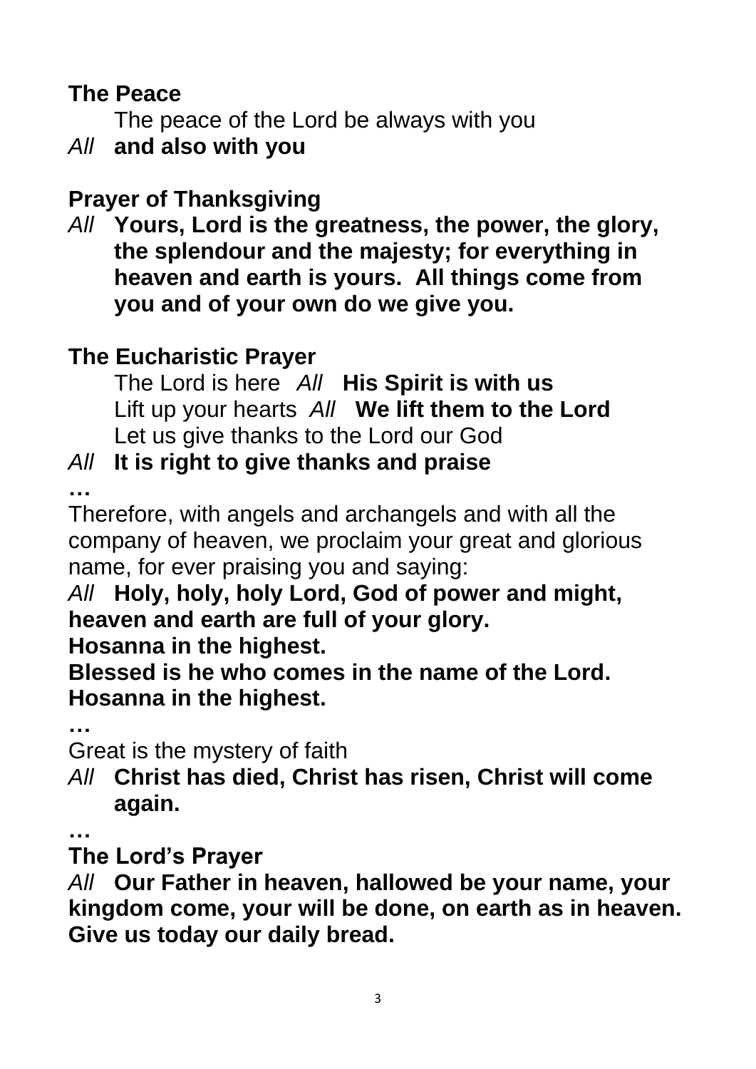## The Peace

The peace of the Lord be always with you

*All* **and also with you**

## Prayer of Thanksgiving

*All* **Yours, Lord is the greatness, the power, the glory, the splendour and the majesty; for everything in heaven and earth is yours. All things come from you and of your own do we give you.**

## The Eucharistic Prayer

The Lord is here *All* **His Spirit is with us**
Lift up your hearts *All* **We lift them to the Lord**
Let us give thanks to the Lord our God

*All* **It is right to give thanks and praise**

**…**

Therefore, with angels and archangels and with all the company of heaven, we proclaim your great and glorious name, for ever praising you and saying:

*All* **Holy, holy, holy Lord, God of power and might, heaven and earth are full of your glory.**
**Hosanna in the highest.**
**Blessed is he who comes in the name of the Lord.**
**Hosanna in the highest.**

**…**

Great is the mystery of faith

*All* **Christ has died, Christ has risen, Christ will come again.**

**…**

## The Lord's Prayer

*All* **Our Father in heaven, hallowed be your name, your kingdom come, your will be done, on earth as in heaven. Give us today our daily bread.**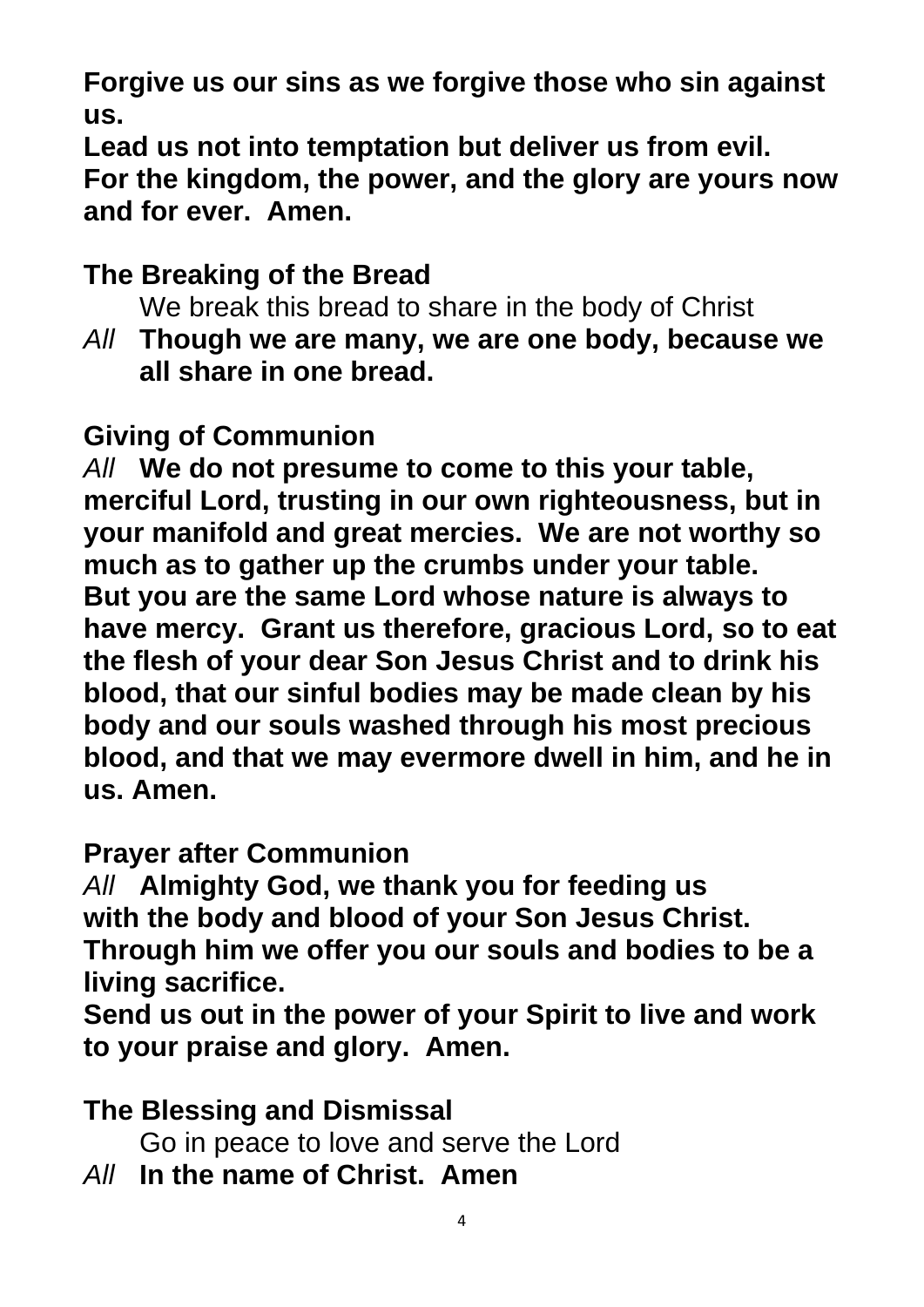**Forgive us our sins as we forgive those who sin against us.**
**Lead us not into temptation but deliver us from evil.**
**For the kingdom, the power, and the glory are yours now and for ever. Amen.**

**The Breaking of the Bread**

We break this bread to share in the body of Christ

*All* **Though we are many, we are one body, because we all share in one bread.**

**Giving of Communion**

*All* **We do not presume to come to this your table, merciful Lord, trusting in our own righteousness, but in your manifold and great mercies. We are not worthy so much as to gather up the crumbs under your table. But you are the same Lord whose nature is always to have mercy. Grant us therefore, gracious Lord, so to eat the flesh of your dear Son Jesus Christ and to drink his blood, that our sinful bodies may be made clean by his body and our souls washed through his most precious blood, and that we may evermore dwell in him, and he in us. Amen.**

**Prayer after Communion**

*All* **Almighty God, we thank you for feeding us with the body and blood of your Son Jesus Christ. Through him we offer you our souls and bodies to be a living sacrifice.**
**Send us out in the power of your Spirit to live and work to your praise and glory. Amen.**

**The Blessing and Dismissal**

Go in peace to love and serve the Lord

*All* **In the name of Christ. Amen**